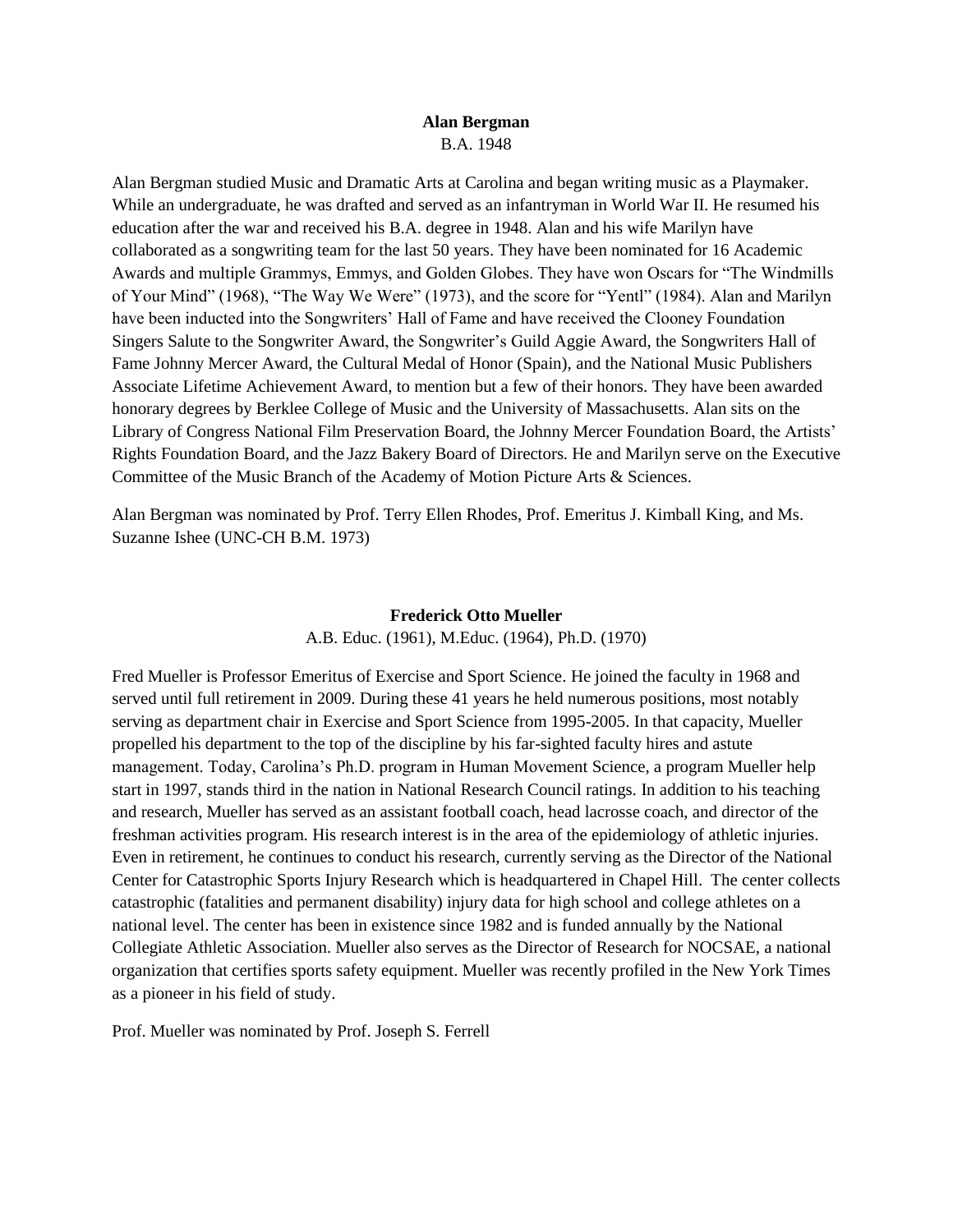**Alan Bergman**

B.A. 1948

Alan Bergman studied Music and Dramatic Arts at Carolina and began writing music as a Playmaker. While an undergraduate, he was drafted and served as an infantryman in World War II. He resumed his education after the war and received his B.A. degree in 1948. Alan and his wife Marilyn have collaborated as a songwriting team for the last 50 years. They have been nominated for 16 Academic Awards and multiple Grammys, Emmys, and Golden Globes. They have won Oscars for "The Windmills of Your Mind" (1968), "The Way We Were" (1973), and the score for "Yentl" (1984). Alan and Marilyn have been inducted into the Songwriters' Hall of Fame and have received the Clooney Foundation Singers Salute to the Songwriter Award, the Songwriter's Guild Aggie Award, the Songwriters Hall of Fame Johnny Mercer Award, the Cultural Medal of Honor (Spain), and the National Music Publishers Associate Lifetime Achievement Award, to mention but a few of their honors. They have been awarded honorary degrees by Berklee College of Music and the University of Massachusetts. Alan sits on the Library of Congress National Film Preservation Board, the Johnny Mercer Foundation Board, the Artists' Rights Foundation Board, and the Jazz Bakery Board of Directors. He and Marilyn serve on the Executive Committee of the Music Branch of the Academy of Motion Picture Arts & Sciences.

Alan Bergman was nominated by Prof. Terry Ellen Rhodes, Prof. Emeritus J. Kimball King, and Ms. Suzanne Ishee (UNC-CH B.M. 1973)

**Frederick Otto Mueller**

A.B. Educ. (1961), M.Educ. (1964), Ph.D. (1970)

Fred Mueller is Professor Emeritus of Exercise and Sport Science. He joined the faculty in 1968 and served until full retirement in 2009. During these 41 years he held numerous positions, most notably serving as department chair in Exercise and Sport Science from 1995-2005. In that capacity, Mueller propelled his department to the top of the discipline by his far-sighted faculty hires and astute management. Today, Carolina's Ph.D. program in Human Movement Science, a program Mueller help start in 1997, stands third in the nation in National Research Council ratings. In addition to his teaching and research, Mueller has served as an assistant football coach, head lacrosse coach, and director of the freshman activities program. His research interest is in the area of the epidemiology of athletic injuries. Even in retirement, he continues to conduct his research, currently serving as the Director of the National Center for Catastrophic Sports Injury Research which is headquartered in Chapel Hill. The center collects catastrophic (fatalities and permanent disability) injury data for high school and college athletes on a national level. The center has been in existence since 1982 and is funded annually by the National Collegiate Athletic Association. Mueller also serves as the Director of Research for NOCSAE, a national organization that certifies sports safety equipment. Mueller was recently profiled in the New York Times as a pioneer in his field of study.

Prof. Mueller was nominated by Prof. Joseph S. Ferrell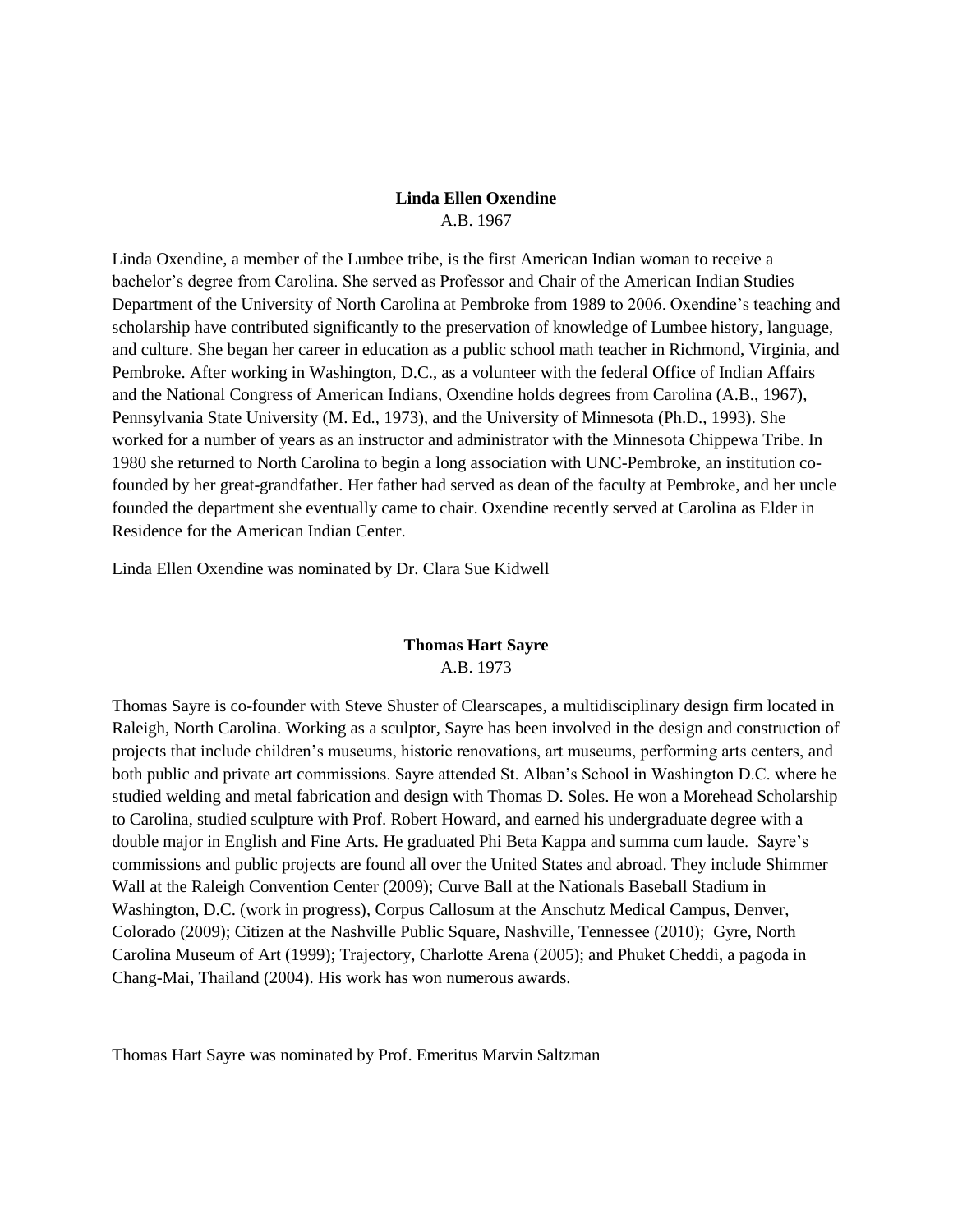**Linda Ellen Oxendine**
A.B. 1967

Linda Oxendine, a member of the Lumbee tribe, is the first American Indian woman to receive a bachelor's degree from Carolina. She served as Professor and Chair of the American Indian Studies Department of the University of North Carolina at Pembroke from 1989 to 2006. Oxendine's teaching and scholarship have contributed significantly to the preservation of knowledge of Lumbee history, language, and culture. She began her career in education as a public school math teacher in Richmond, Virginia, and Pembroke. After working in Washington, D.C., as a volunteer with the federal Office of Indian Affairs and the National Congress of American Indians, Oxendine holds degrees from Carolina (A.B., 1967), Pennsylvania State University (M. Ed., 1973), and the University of Minnesota (Ph.D., 1993). She worked for a number of years as an instructor and administrator with the Minnesota Chippewa Tribe. In 1980 she returned to North Carolina to begin a long association with UNC-Pembroke, an institution co-founded by her great-grandfather. Her father had served as dean of the faculty at Pembroke, and her uncle founded the department she eventually came to chair. Oxendine recently served at Carolina as Elder in Residence for the American Indian Center.

Linda Ellen Oxendine was nominated by Dr. Clara Sue Kidwell

**Thomas Hart Sayre**
A.B. 1973

Thomas Sayre is co-founder with Steve Shuster of Clearscapes, a multidisciplinary design firm located in Raleigh, North Carolina. Working as a sculptor, Sayre has been involved in the design and construction of projects that include children's museums, historic renovations, art museums, performing arts centers, and both public and private art commissions. Sayre attended St. Alban's School in Washington D.C. where he studied welding and metal fabrication and design with Thomas D. Soles. He won a Morehead Scholarship to Carolina, studied sculpture with Prof. Robert Howard, and earned his undergraduate degree with a double major in English and Fine Arts. He graduated Phi Beta Kappa and summa cum laude. Sayre's commissions and public projects are found all over the United States and abroad. They include Shimmer Wall at the Raleigh Convention Center (2009); Curve Ball at the Nationals Baseball Stadium in Washington, D.C. (work in progress), Corpus Callosum at the Anschutz Medical Campus, Denver, Colorado (2009); Citizen at the Nashville Public Square, Nashville, Tennessee (2010); Gyre, North Carolina Museum of Art (1999); Trajectory, Charlotte Arena (2005); and Phuket Cheddi, a pagoda in Chang-Mai, Thailand (2004). His work has won numerous awards.

Thomas Hart Sayre was nominated by Prof. Emeritus Marvin Saltzman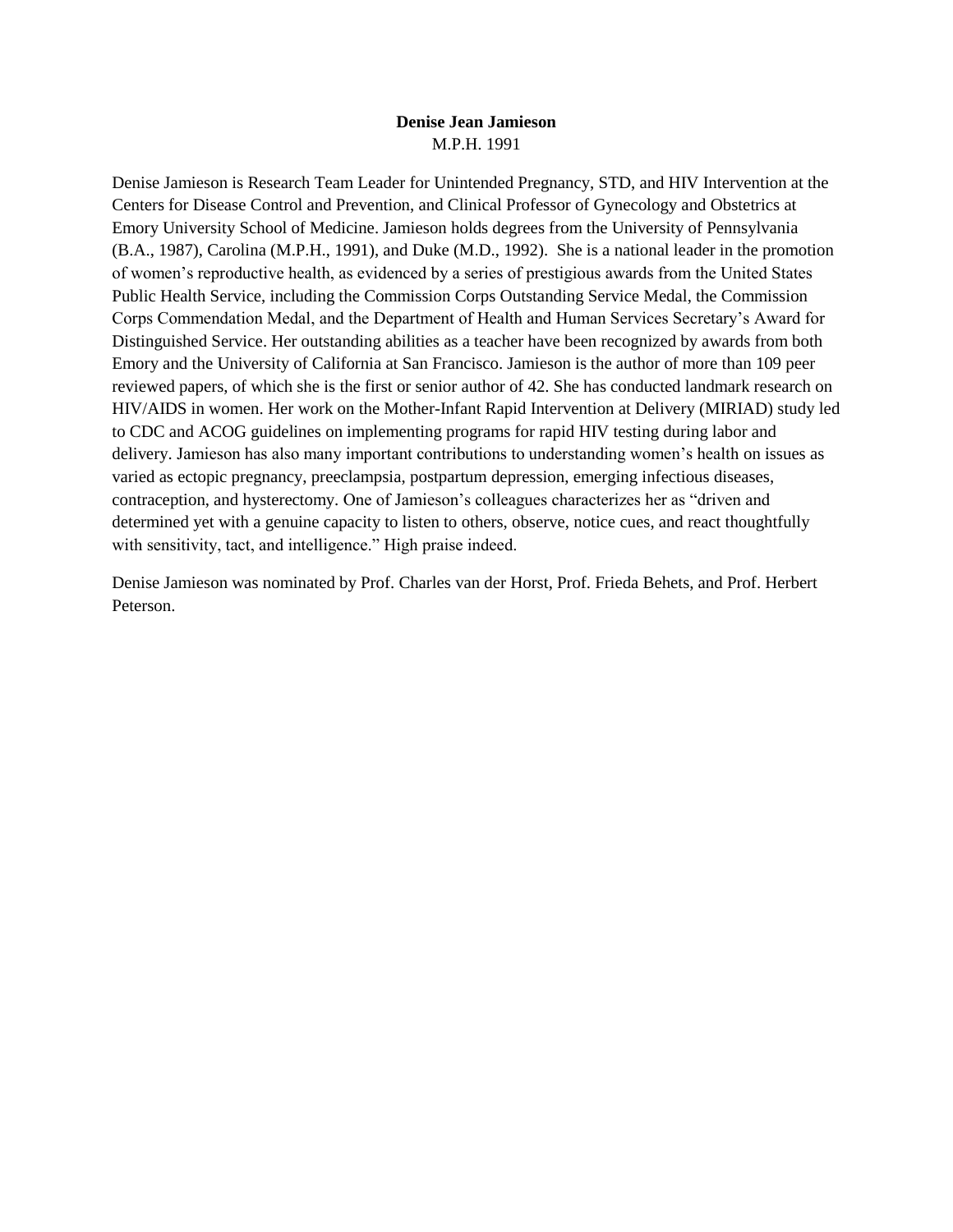**Denise Jean Jamieson**
M.P.H. 1991

Denise Jamieson is Research Team Leader for Unintended Pregnancy, STD, and HIV Intervention at the Centers for Disease Control and Prevention, and Clinical Professor of Gynecology and Obstetrics at Emory University School of Medicine. Jamieson holds degrees from the University of Pennsylvania (B.A., 1987), Carolina (M.P.H., 1991), and Duke (M.D., 1992). She is a national leader in the promotion of women's reproductive health, as evidenced by a series of prestigious awards from the United States Public Health Service, including the Commission Corps Outstanding Service Medal, the Commission Corps Commendation Medal, and the Department of Health and Human Services Secretary's Award for Distinguished Service. Her outstanding abilities as a teacher have been recognized by awards from both Emory and the University of California at San Francisco. Jamieson is the author of more than 109 peer reviewed papers, of which she is the first or senior author of 42. She has conducted landmark research on HIV/AIDS in women. Her work on the Mother-Infant Rapid Intervention at Delivery (MIRIAD) study led to CDC and ACOG guidelines on implementing programs for rapid HIV testing during labor and delivery. Jamieson has also many important contributions to understanding women's health on issues as varied as ectopic pregnancy, preeclampsia, postpartum depression, emerging infectious diseases, contraception, and hysterectomy. One of Jamieson's colleagues characterizes her as "driven and determined yet with a genuine capacity to listen to others, observe, notice cues, and react thoughtfully with sensitivity, tact, and intelligence." High praise indeed.

Denise Jamieson was nominated by Prof. Charles van der Horst, Prof. Frieda Behets, and Prof. Herbert Peterson.